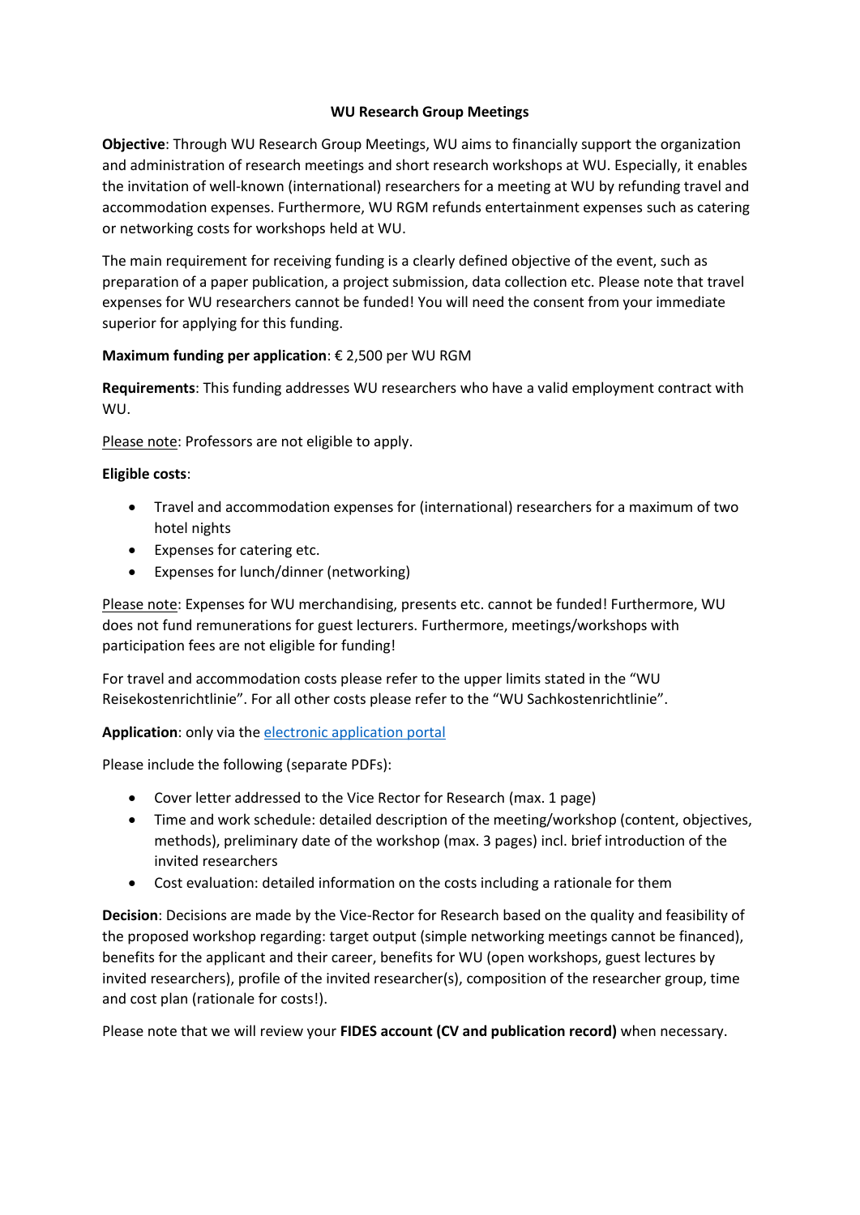# WU Research Group Meetings

**Objective**: Through WU Research Group Meetings, WU aims to financially support the organization and administration of research meetings and short research workshops at WU. Especially, it enables the invitation of well-known (international) researchers for a meeting at WU by refunding travel and accommodation expenses. Furthermore, WU RGM refunds entertainment expenses such as catering or networking costs for workshops held at WU.

The main requirement for receiving funding is a clearly defined objective of the event, such as preparation of a paper publication, a project submission, data collection etc. Please note that travel expenses for WU researchers cannot be funded! You will need the consent from your immediate superior for applying for this funding.

**Maximum funding per application**: € 2,500 per WU RGM

**Requirements**: This funding addresses WU researchers who have a valid employment contract with WU.

<u>Please note</u>: Professors are not eligible to apply.

**Eligible costs**:

- Travel and accommodation expenses for (international) researchers for a maximum of two hotel nights
- Expenses for catering etc.
- Expenses for lunch/dinner (networking)

<u>Please note</u>: Expenses for WU merchandising, presents etc. cannot be funded! Furthermore, WU does not fund remunerations for guest lecturers. Furthermore, meetings/workshops with participation fees are not eligible for funding!

For travel and accommodation costs please refer to the upper limits stated in the "WU Reisekostenrichtlinie". For all other costs please refer to the "WU Sachkostenrichtlinie".

**Application**: only via the electronic application portal

Please include the following (separate PDFs):

- Cover letter addressed to the Vice Rector for Research (max. 1 page)
- Time and work schedule: detailed description of the meeting/workshop (content, objectives, methods), preliminary date of the workshop (max. 3 pages) incl. brief introduction of the invited researchers
- Cost evaluation: detailed information on the costs including a rationale for them

**Decision**: Decisions are made by the Vice-Rector for Research based on the quality and feasibility of the proposed workshop regarding: target output (simple networking meetings cannot be financed), benefits for the applicant and their career, benefits for WU (open workshops, guest lectures by invited researchers), profile of the invited researcher(s), composition of the researcher group, time and cost plan (rationale for costs!).

Please note that we will review your **FIDES account (CV and publication record)** when necessary.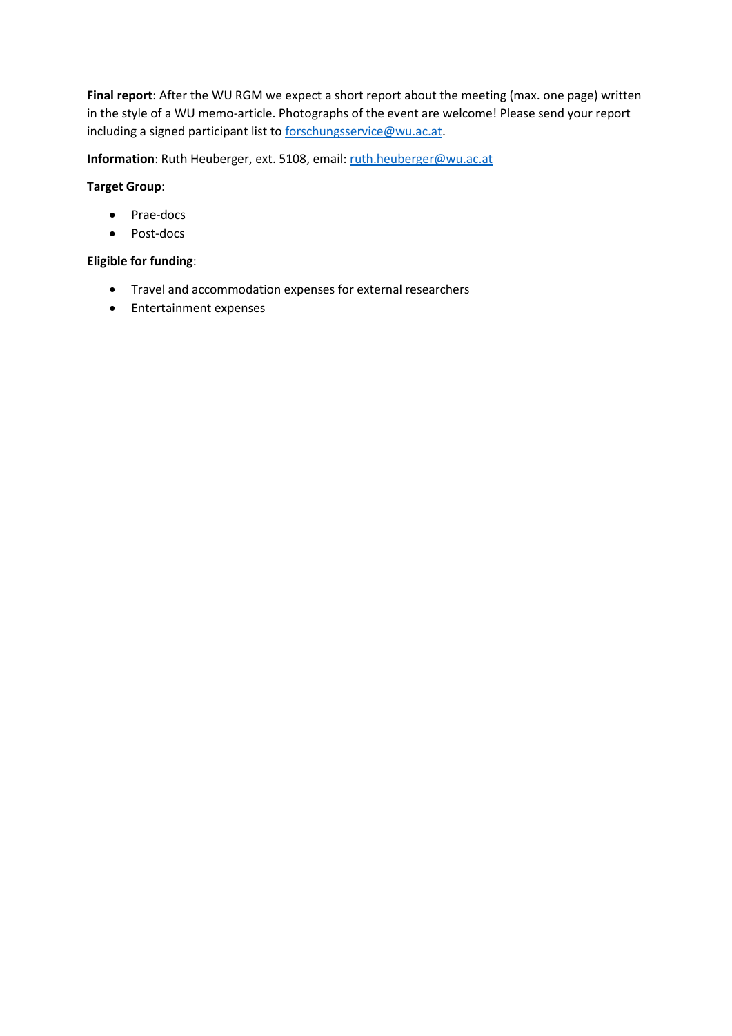**Final report**: After the WU RGM we expect a short report about the meeting (max. one page) written in the style of a WU memo-article. Photographs of the event are welcome! Please send your report including a signed participant list to forschungsservice@wu.ac.at.

**Information**: Ruth Heuberger, ext. 5108, email: ruth.heuberger@wu.ac.at

**Target Group**:

- Prae-docs
- Post-docs

**Eligible for funding**:

- Travel and accommodation expenses for external researchers
- Entertainment expenses